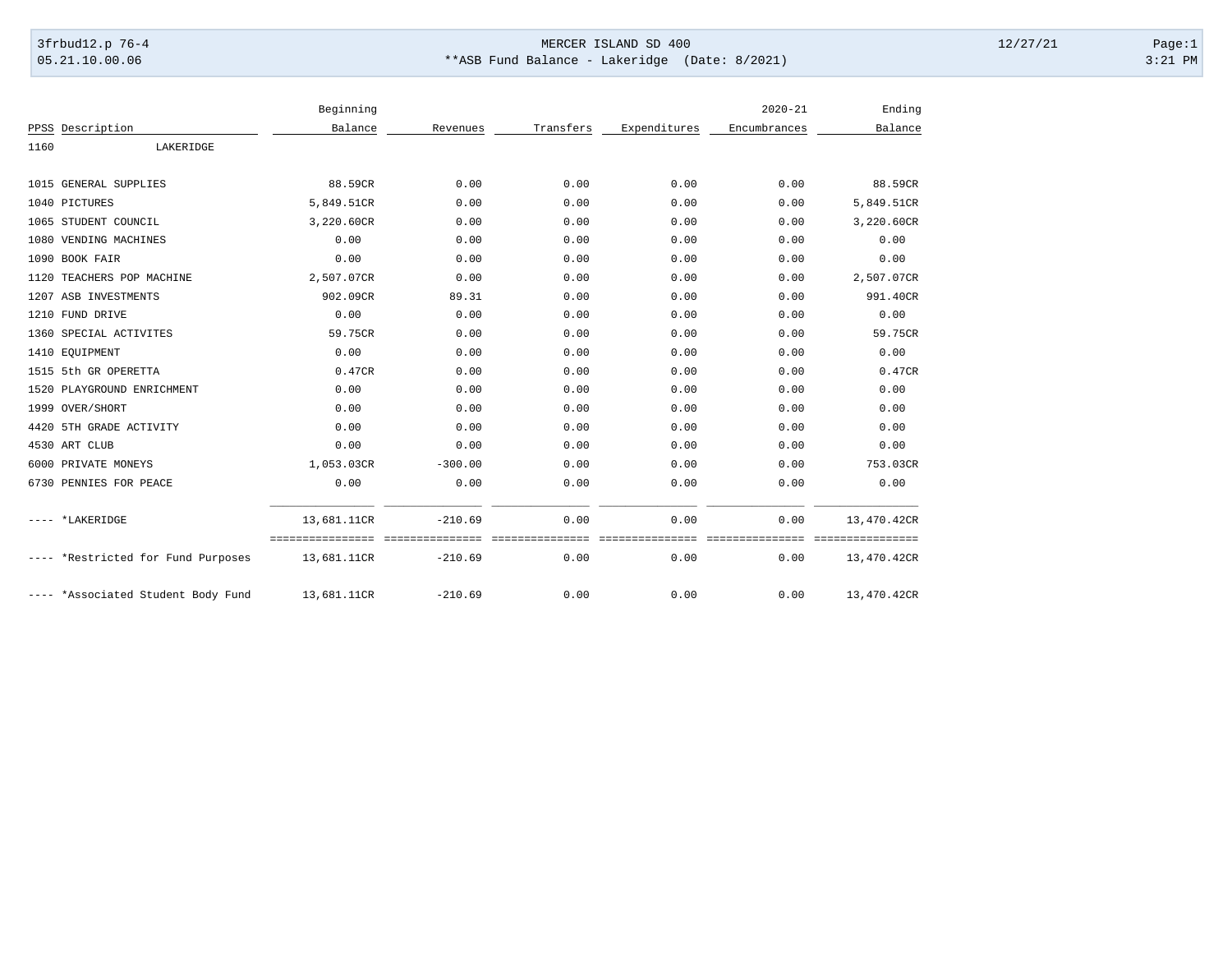MERCER ISLAND SD 400

**ASB Fund Balance - Lakeridge (Date: 8/2021)

3frbud12.p 76-4 | 05.21.10.00.06 | 12/27/21 | 3:21 PM

| PPSS | Description | Beginning Balance | Revenues | Transfers | Expenditures | 2020-21 Encumbrances | Ending Balance |
|---|---|---|---|---|---|---|---|
| 1160 | LAKERIDGE | | | | | | |
| 1015 | GENERAL SUPPLIES | 88.59CR | 0.00 | 0.00 | 0.00 | 0.00 | 88.59CR |
| 1040 | PICTURES | 5,849.51CR | 0.00 | 0.00 | 0.00 | 0.00 | 5,849.51CR |
| 1065 | STUDENT COUNCIL | 3,220.60CR | 0.00 | 0.00 | 0.00 | 0.00 | 3,220.60CR |
| 1080 | VENDING MACHINES | 0.00 | 0.00 | 0.00 | 0.00 | 0.00 | 0.00 |
| 1090 | BOOK FAIR | 0.00 | 0.00 | 0.00 | 0.00 | 0.00 | 0.00 |
| 1120 | TEACHERS POP MACHINE | 2,507.07CR | 0.00 | 0.00 | 0.00 | 0.00 | 2,507.07CR |
| 1207 | ASB INVESTMENTS | 902.09CR | 89.31 | 0.00 | 0.00 | 0.00 | 991.40CR |
| 1210 | FUND DRIVE | 0.00 | 0.00 | 0.00 | 0.00 | 0.00 | 0.00 |
| 1360 | SPECIAL ACTIVITES | 59.75CR | 0.00 | 0.00 | 0.00 | 0.00 | 59.75CR |
| 1410 | EQUIPMENT | 0.00 | 0.00 | 0.00 | 0.00 | 0.00 | 0.00 |
| 1515 | 5th GR OPERETTA | 0.47CR | 0.00 | 0.00 | 0.00 | 0.00 | 0.47CR |
| 1520 | PLAYGROUND ENRICHMENT | 0.00 | 0.00 | 0.00 | 0.00 | 0.00 | 0.00 |
| 1999 | OVER/SHORT | 0.00 | 0.00 | 0.00 | 0.00 | 0.00 | 0.00 |
| 4420 | 5TH GRADE ACTIVITY | 0.00 | 0.00 | 0.00 | 0.00 | 0.00 | 0.00 |
| 4530 | ART CLUB | 0.00 | 0.00 | 0.00 | 0.00 | 0.00 | 0.00 |
| 6000 | PRIVATE MONEYS | 1,053.03CR | -300.00 | 0.00 | 0.00 | 0.00 | 753.03CR |
| 6730 | PENNIES FOR PEACE | 0.00 | 0.00 | 0.00 | 0.00 | 0.00 | 0.00 |
| ---- | *LAKERIDGE | 13,681.11CR | -210.69 | 0.00 | 0.00 | 0.00 | 13,470.42CR |
| ---- | *Restricted for Fund Purposes | 13,681.11CR | -210.69 | 0.00 | 0.00 | 0.00 | 13,470.42CR |
| ---- | *Associated Student Body Fund | 13,681.11CR | -210.69 | 0.00 | 0.00 | 0.00 | 13,470.42CR |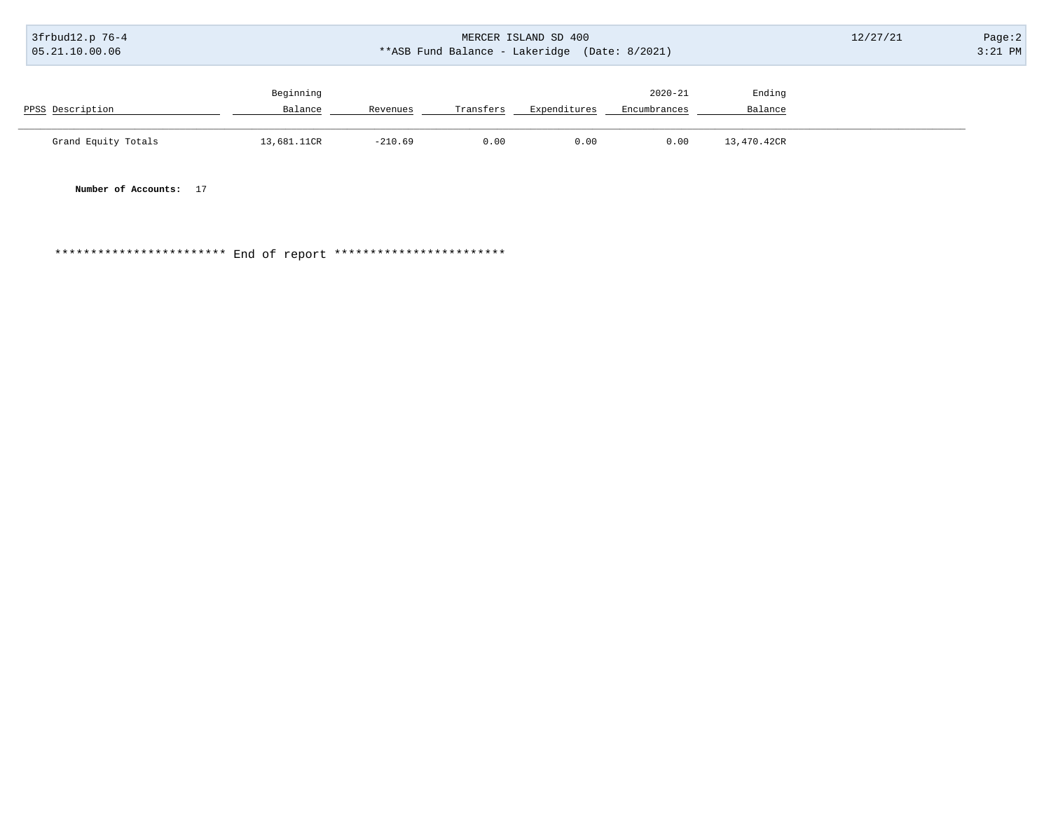| PPSS | Description | Beginning Balance | Revenues | Transfers | Expenditures | 2020-21 Encumbrances | Ending Balance |
|---|---|---|---|---|---|---|---|
| | Grand Equity Totals | 13,681.11CR | -210.69 | 0.00 | 0.00 | 0.00 | 13,470.42CR |

**Number of Accounts:** 17

************************ End of report ************************